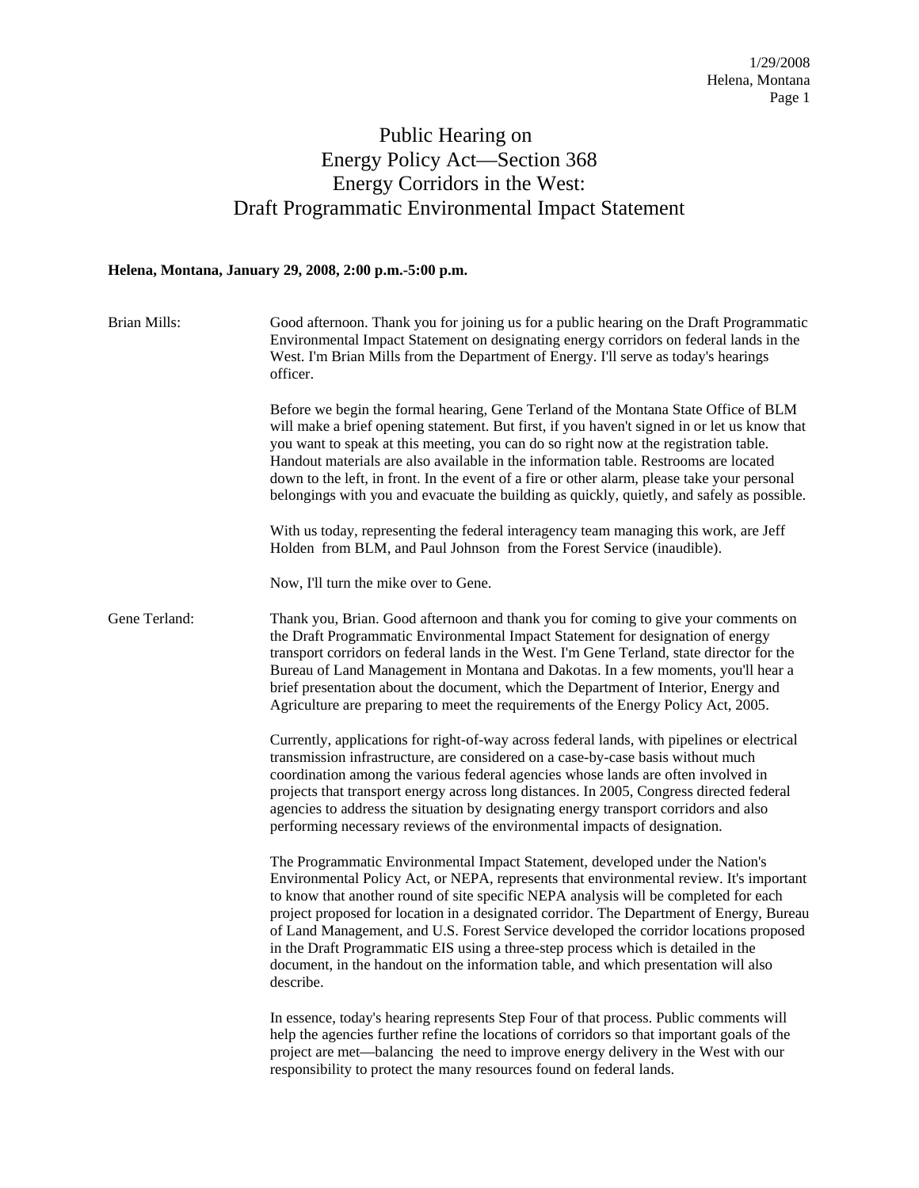# Public Hearing on Energy Policy Act—Section 368 Energy Corridors in the West: Draft Programmatic Environmental Impact Statement

**Helena, Montana, January 29, 2008, 2:00 p.m.-5:00 p.m.**

Brian Mills: Good afternoon. Thank you for joining us for a public hearing on the Draft Programmatic Environmental Impact Statement on designating energy corridors on federal lands in the West. I'm Brian Mills from the Department of Energy. I'll serve as today's hearings officer.

Before we begin the formal hearing, Gene Terland of the Montana State Office of BLM will make a brief opening statement. But first, if you haven't signed in or let us know that you want to speak at this meeting, you can do so right now at the registration table. Handout materials are also available in the information table. Restrooms are located down to the left, in front. In the event of a fire or other alarm, please take your personal belongings with you and evacuate the building as quickly, quietly, and safely as possible.

With us today, representing the federal interagency team managing this work, are Jeff Holden from BLM, and Paul Johnson from the Forest Service (inaudible).

Now, I'll turn the mike over to Gene.

Gene Terland: Thank you, Brian. Good afternoon and thank you for coming to give your comments on the Draft Programmatic Environmental Impact Statement for designation of energy transport corridors on federal lands in the West. I'm Gene Terland, state director for the Bureau of Land Management in Montana and Dakotas. In a few moments, you'll hear a brief presentation about the document, which the Department of Interior, Energy and Agriculture are preparing to meet the requirements of the Energy Policy Act, 2005.

Currently, applications for right-of-way across federal lands, with pipelines or electrical transmission infrastructure, are considered on a case-by-case basis without much coordination among the various federal agencies whose lands are often involved in projects that transport energy across long distances. In 2005, Congress directed federal agencies to address the situation by designating energy transport corridors and also performing necessary reviews of the environmental impacts of designation.

The Programmatic Environmental Impact Statement, developed under the Nation's Environmental Policy Act, or NEPA, represents that environmental review. It's important to know that another round of site specific NEPA analysis will be completed for each project proposed for location in a designated corridor. The Department of Energy, Bureau of Land Management, and U.S. Forest Service developed the corridor locations proposed in the Draft Programmatic EIS using a three-step process which is detailed in the document, in the handout on the information table, and which presentation will also describe.

In essence, today's hearing represents Step Four of that process. Public comments will help the agencies further refine the locations of corridors so that important goals of the project are met—balancing the need to improve energy delivery in the West with our responsibility to protect the many resources found on federal lands.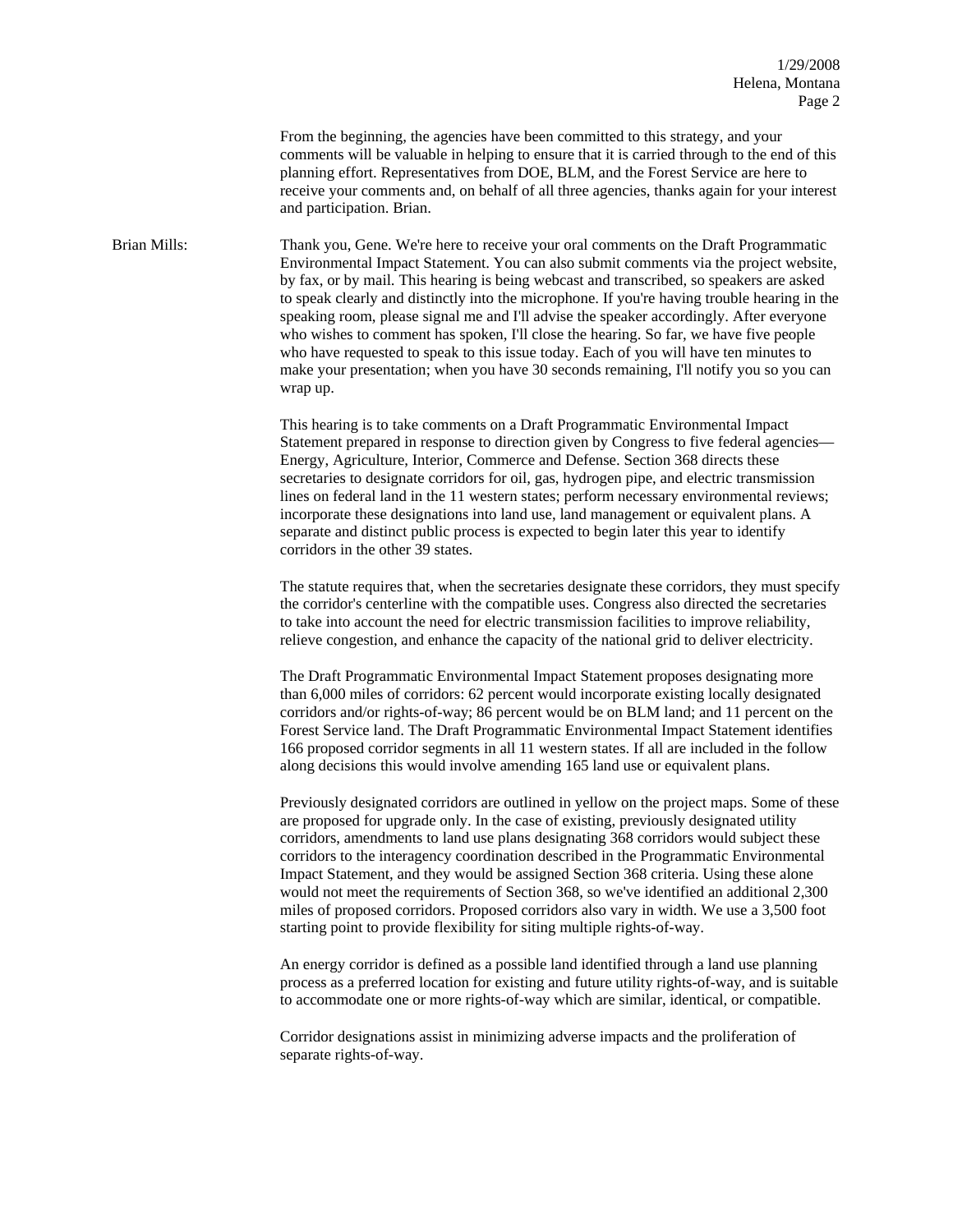From the beginning, the agencies have been committed to this strategy, and your comments will be valuable in helping to ensure that it is carried through to the end of this planning effort. Representatives from DOE, BLM, and the Forest Service are here to receive your comments and, on behalf of all three agencies, thanks again for your interest and participation. Brian.

Brian Mills: Thank you, Gene. We're here to receive your oral comments on the Draft Programmatic Environmental Impact Statement. You can also submit comments via the project website, by fax, or by mail. This hearing is being webcast and transcribed, so speakers are asked to speak clearly and distinctly into the microphone. If you're having trouble hearing in the speaking room, please signal me and I'll advise the speaker accordingly. After everyone who wishes to comment has spoken, I'll close the hearing. So far, we have five people who have requested to speak to this issue today. Each of you will have ten minutes to make your presentation; when you have 30 seconds remaining, I'll notify you so you can wrap up.

This hearing is to take comments on a Draft Programmatic Environmental Impact Statement prepared in response to direction given by Congress to five federal agencies—Energy, Agriculture, Interior, Commerce and Defense. Section 368 directs these secretaries to designate corridors for oil, gas, hydrogen pipe, and electric transmission lines on federal land in the 11 western states; perform necessary environmental reviews; incorporate these designations into land use, land management or equivalent plans. A separate and distinct public process is expected to begin later this year to identify corridors in the other 39 states.

The statute requires that, when the secretaries designate these corridors, they must specify the corridor's centerline with the compatible uses. Congress also directed the secretaries to take into account the need for electric transmission facilities to improve reliability, relieve congestion, and enhance the capacity of the national grid to deliver electricity.

The Draft Programmatic Environmental Impact Statement proposes designating more than 6,000 miles of corridors: 62 percent would incorporate existing locally designated corridors and/or rights-of-way; 86 percent would be on BLM land; and 11 percent on the Forest Service land. The Draft Programmatic Environmental Impact Statement identifies 166 proposed corridor segments in all 11 western states. If all are included in the follow along decisions this would involve amending 165 land use or equivalent plans.

Previously designated corridors are outlined in yellow on the project maps. Some of these are proposed for upgrade only. In the case of existing, previously designated utility corridors, amendments to land use plans designating 368 corridors would subject these corridors to the interagency coordination described in the Programmatic Environmental Impact Statement, and they would be assigned Section 368 criteria. Using these alone would not meet the requirements of Section 368, so we've identified an additional 2,300 miles of proposed corridors. Proposed corridors also vary in width. We use a 3,500 foot starting point to provide flexibility for siting multiple rights-of-way.

An energy corridor is defined as a possible land identified through a land use planning process as a preferred location for existing and future utility rights-of-way, and is suitable to accommodate one or more rights-of-way which are similar, identical, or compatible.

Corridor designations assist in minimizing adverse impacts and the proliferation of separate rights-of-way.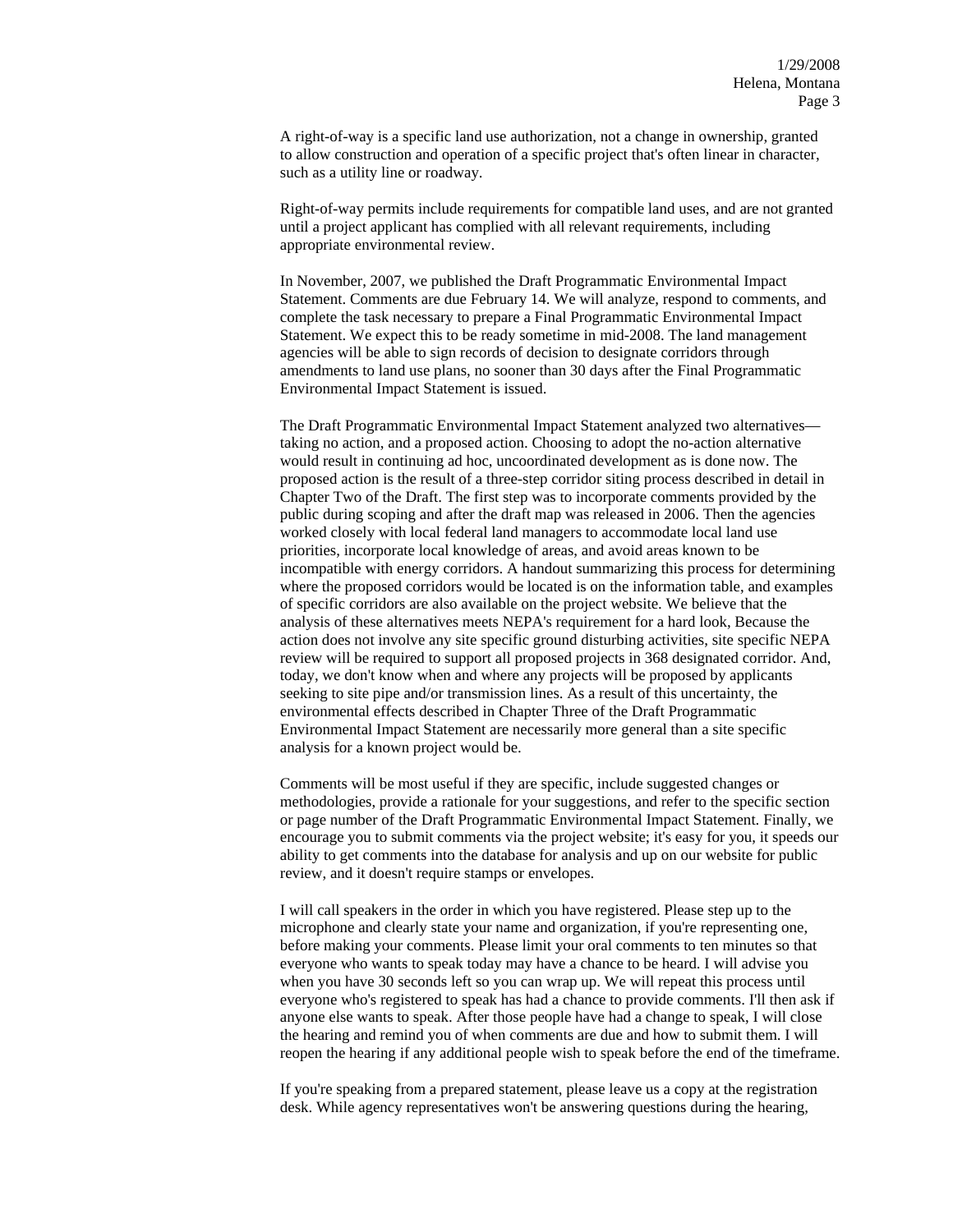A right-of-way is a specific land use authorization, not a change in ownership, granted to allow construction and operation of a specific project that's often linear in character, such as a utility line or roadway.

Right-of-way permits include requirements for compatible land uses, and are not granted until a project applicant has complied with all relevant requirements, including appropriate environmental review.

In November, 2007, we published the Draft Programmatic Environmental Impact Statement. Comments are due February 14. We will analyze, respond to comments, and complete the task necessary to prepare a Final Programmatic Environmental Impact Statement. We expect this to be ready sometime in mid-2008. The land management agencies will be able to sign records of decision to designate corridors through amendments to land use plans, no sooner than 30 days after the Final Programmatic Environmental Impact Statement is issued.

The Draft Programmatic Environmental Impact Statement analyzed two alternatives—taking no action, and a proposed action. Choosing to adopt the no-action alternative would result in continuing ad hoc, uncoordinated development as is done now. The proposed action is the result of a three-step corridor siting process described in detail in Chapter Two of the Draft. The first step was to incorporate comments provided by the public during scoping and after the draft map was released in 2006. Then the agencies worked closely with local federal land managers to accommodate local land use priorities, incorporate local knowledge of areas, and avoid areas known to be incompatible with energy corridors. A handout summarizing this process for determining where the proposed corridors would be located is on the information table, and examples of specific corridors are also available on the project website. We believe that the analysis of these alternatives meets NEPA's requirement for a hard look, Because the action does not involve any site specific ground disturbing activities, site specific NEPA review will be required to support all proposed projects in 368 designated corridor. And, today, we don't know when and where any projects will be proposed by applicants seeking to site pipe and/or transmission lines. As a result of this uncertainty, the environmental effects described in Chapter Three of the Draft Programmatic Environmental Impact Statement are necessarily more general than a site specific analysis for a known project would be.

Comments will be most useful if they are specific, include suggested changes or methodologies, provide a rationale for your suggestions, and refer to the specific section or page number of the Draft Programmatic Environmental Impact Statement. Finally, we encourage you to submit comments via the project website; it's easy for you, it speeds our ability to get comments into the database for analysis and up on our website for public review, and it doesn't require stamps or envelopes.

I will call speakers in the order in which you have registered. Please step up to the microphone and clearly state your name and organization, if you're representing one, before making your comments. Please limit your oral comments to ten minutes so that everyone who wants to speak today may have a chance to be heard. I will advise you when you have 30 seconds left so you can wrap up. We will repeat this process until everyone who's registered to speak has had a chance to provide comments. I'll then ask if anyone else wants to speak. After those people have had a change to speak, I will close the hearing and remind you of when comments are due and how to submit them. I will reopen the hearing if any additional people wish to speak before the end of the timeframe.

If you're speaking from a prepared statement, please leave us a copy at the registration desk. While agency representatives won't be answering questions during the hearing,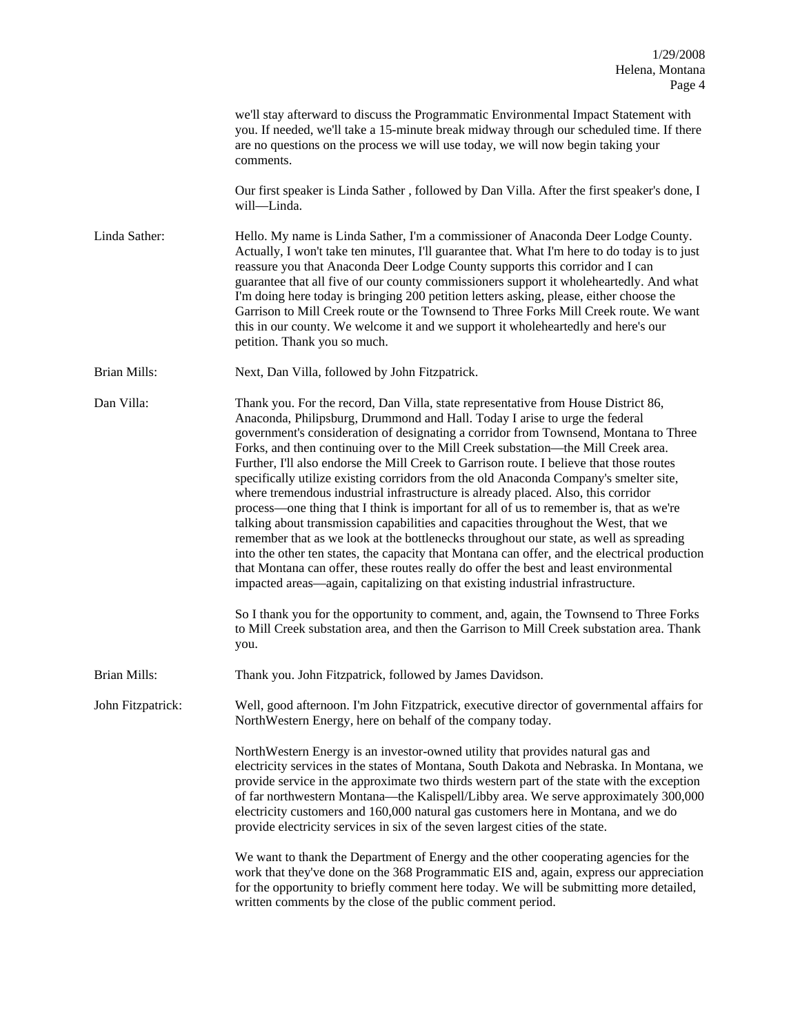we'll stay afterward to discuss the Programmatic Environmental Impact Statement with you. If needed, we'll take a 15-minute break midway through our scheduled time. If there are no questions on the process we will use today, we will now begin taking your comments.

Our first speaker is Linda Sather , followed by Dan Villa. After the first speaker's done, I will—Linda.

**Linda Sather:** Hello. My name is Linda Sather, I'm a commissioner of Anaconda Deer Lodge County. Actually, I won't take ten minutes, I'll guarantee that. What I'm here to do today is to just reassure you that Anaconda Deer Lodge County supports this corridor and I can guarantee that all five of our county commissioners support it wholeheartedly. And what I'm doing here today is bringing 200 petition letters asking, please, either choose the Garrison to Mill Creek route or the Townsend to Three Forks Mill Creek route. We want this in our county. We welcome it and we support it wholeheartedly and here's our petition. Thank you so much.

**Brian Mills:** Next, Dan Villa, followed by John Fitzpatrick.

**Dan Villa:** Thank you. For the record, Dan Villa, state representative from House District 86, Anaconda, Philipsburg, Drummond and Hall. Today I arise to urge the federal government's consideration of designating a corridor from Townsend, Montana to Three Forks, and then continuing over to the Mill Creek substation—the Mill Creek area. Further, I'll also endorse the Mill Creek to Garrison route. I believe that those routes specifically utilize existing corridors from the old Anaconda Company's smelter site, where tremendous industrial infrastructure is already placed. Also, this corridor process—one thing that I think is important for all of us to remember is, that as we're talking about transmission capabilities and capacities throughout the West, that we remember that as we look at the bottlenecks throughout our state, as well as spreading into the other ten states, the capacity that Montana can offer, and the electrical production that Montana can offer, these routes really do offer the best and least environmental impacted areas—again, capitalizing on that existing industrial infrastructure.

So I thank you for the opportunity to comment, and, again, the Townsend to Three Forks to Mill Creek substation area, and then the Garrison to Mill Creek substation area. Thank you.

**Brian Mills:** Thank you. John Fitzpatrick, followed by James Davidson.

**John Fitzpatrick:** Well, good afternoon. I'm John Fitzpatrick, executive director of governmental affairs for NorthWestern Energy, here on behalf of the company today.

NorthWestern Energy is an investor-owned utility that provides natural gas and electricity services in the states of Montana, South Dakota and Nebraska. In Montana, we provide service in the approximate two thirds western part of the state with the exception of far northwestern Montana—the Kalispell/Libby area. We serve approximately 300,000 electricity customers and 160,000 natural gas customers here in Montana, and we do provide electricity services in six of the seven largest cities of the state.

We want to thank the Department of Energy and the other cooperating agencies for the work that they've done on the 368 Programmatic EIS and, again, express our appreciation for the opportunity to briefly comment here today. We will be submitting more detailed, written comments by the close of the public comment period.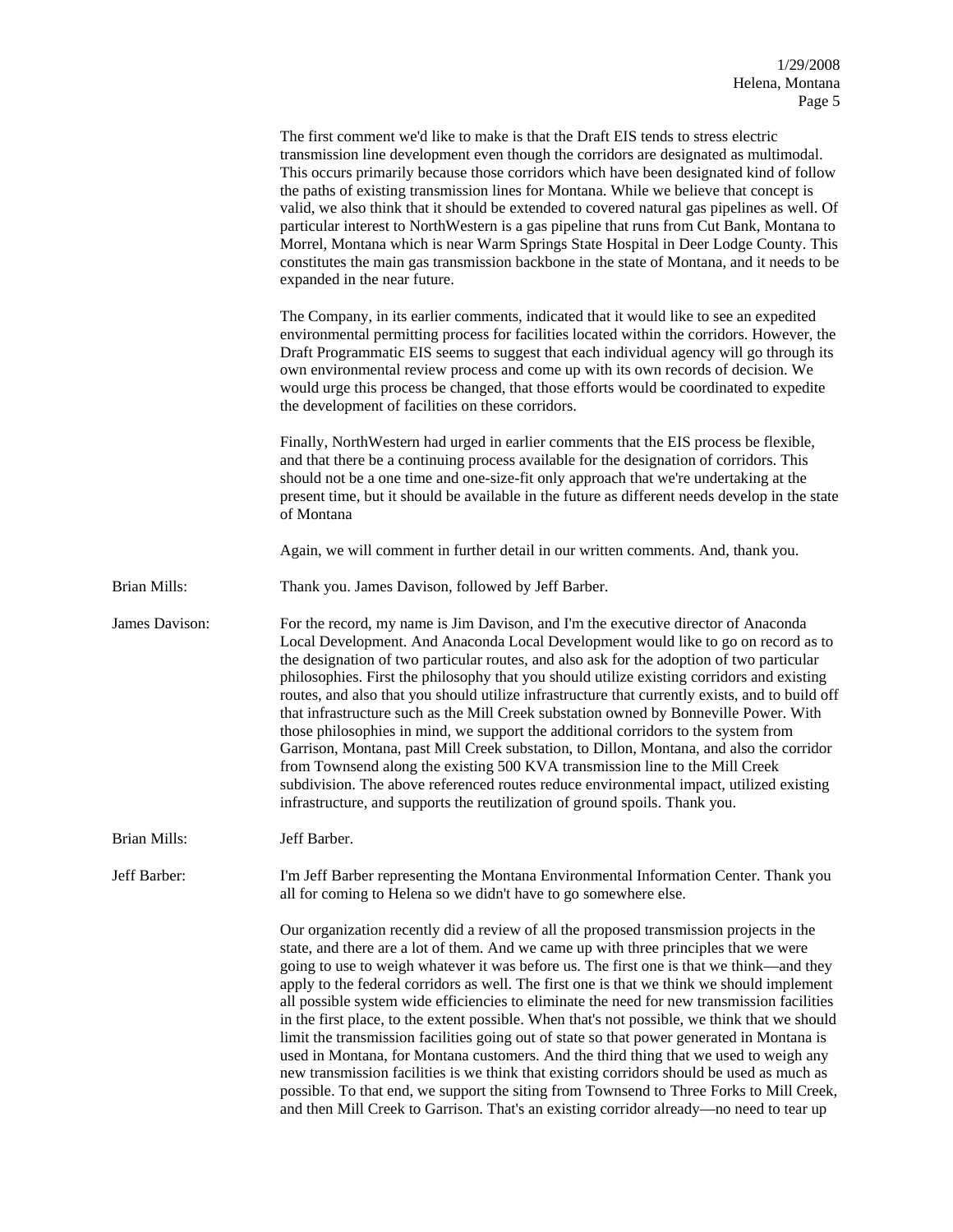The first comment we'd like to make is that the Draft EIS tends to stress electric transmission line development even though the corridors are designated as multimodal. This occurs primarily because those corridors which have been designated kind of follow the paths of existing transmission lines for Montana. While we believe that concept is valid, we also think that it should be extended to covered natural gas pipelines as well. Of particular interest to NorthWestern is a gas pipeline that runs from Cut Bank, Montana to Morrel, Montana which is near Warm Springs State Hospital in Deer Lodge County. This constitutes the main gas transmission backbone in the state of Montana, and it needs to be expanded in the near future.

The Company, in its earlier comments, indicated that it would like to see an expedited environmental permitting process for facilities located within the corridors. However, the Draft Programmatic EIS seems to suggest that each individual agency will go through its own environmental review process and come up with its own records of decision. We would urge this process be changed, that those efforts would be coordinated to expedite the development of facilities on these corridors.

Finally, NorthWestern had urged in earlier comments that the EIS process be flexible, and that there be a continuing process available for the designation of corridors. This should not be a one time and one-size-fit only approach that we're undertaking at the present time, but it should be available in the future as different needs develop in the state of Montana

Again, we will comment in further detail in our written comments. And, thank you.

**Brian Mills:** Thank you. James Davison, followed by Jeff Barber.

**James Davison:** For the record, my name is Jim Davison, and I'm the executive director of Anaconda Local Development. And Anaconda Local Development would like to go on record as to the designation of two particular routes, and also ask for the adoption of two particular philosophies. First the philosophy that you should utilize existing corridors and existing routes, and also that you should utilize infrastructure that currently exists, and to build off that infrastructure such as the Mill Creek substation owned by Bonneville Power. With those philosophies in mind, we support the additional corridors to the system from Garrison, Montana, past Mill Creek substation, to Dillon, Montana, and also the corridor from Townsend along the existing 500 KVA transmission line to the Mill Creek subdivision. The above referenced routes reduce environmental impact, utilized existing infrastructure, and supports the reutilization of ground spoils. Thank you.

**Brian Mills:** Jeff Barber.

**Jeff Barber:** I'm Jeff Barber representing the Montana Environmental Information Center. Thank you all for coming to Helena so we didn't have to go somewhere else.

Our organization recently did a review of all the proposed transmission projects in the state, and there are a lot of them. And we came up with three principles that we were going to use to weigh whatever it was before us. The first one is that we think—and they apply to the federal corridors as well. The first one is that we think we should implement all possible system wide efficiencies to eliminate the need for new transmission facilities in the first place, to the extent possible. When that's not possible, we think that we should limit the transmission facilities going out of state so that power generated in Montana is used in Montana, for Montana customers. And the third thing that we used to weigh any new transmission facilities is we think that existing corridors should be used as much as possible. To that end, we support the siting from Townsend to Three Forks to Mill Creek, and then Mill Creek to Garrison. That's an existing corridor already—no need to tear up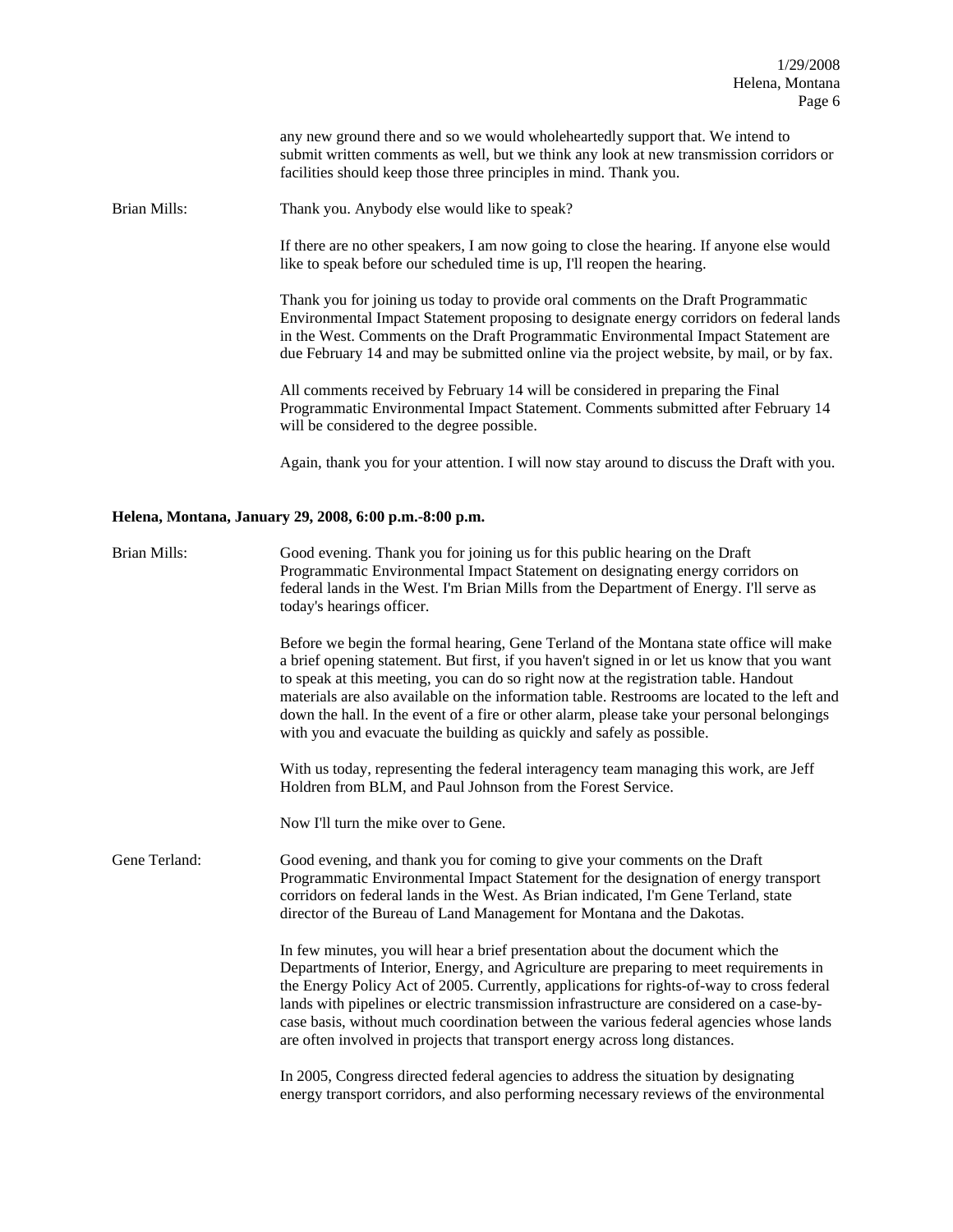any new ground there and so we would wholeheartedly support that. We intend to submit written comments as well, but we think any look at new transmission corridors or facilities should keep those three principles in mind. Thank you.

Brian Mills: Thank you. Anybody else would like to speak?

If there are no other speakers, I am now going to close the hearing. If anyone else would like to speak before our scheduled time is up, I'll reopen the hearing.

Thank you for joining us today to provide oral comments on the Draft Programmatic Environmental Impact Statement proposing to designate energy corridors on federal lands in the West. Comments on the Draft Programmatic Environmental Impact Statement are due February 14 and may be submitted online via the project website, by mail, or by fax.

All comments received by February 14 will be considered in preparing the Final Programmatic Environmental Impact Statement. Comments submitted after February 14 will be considered to the degree possible.

Again, thank you for your attention. I will now stay around to discuss the Draft with you.

**Helena, Montana, January 29, 2008, 6:00 p.m.-8:00 p.m.**

Brian Mills: Good evening. Thank you for joining us for this public hearing on the Draft Programmatic Environmental Impact Statement on designating energy corridors on federal lands in the West. I'm Brian Mills from the Department of Energy. I'll serve as today's hearings officer.

Before we begin the formal hearing, Gene Terland of the Montana state office will make a brief opening statement. But first, if you haven't signed in or let us know that you want to speak at this meeting, you can do so right now at the registration table. Handout materials are also available on the information table. Restrooms are located to the left and down the hall. In the event of a fire or other alarm, please take your personal belongings with you and evacuate the building as quickly and safely as possible.

With us today, representing the federal interagency team managing this work, are Jeff Holdren from BLM, and Paul Johnson from the Forest Service.

Now I'll turn the mike over to Gene.

Gene Terland: Good evening, and thank you for coming to give your comments on the Draft Programmatic Environmental Impact Statement for the designation of energy transport corridors on federal lands in the West. As Brian indicated, I'm Gene Terland, state director of the Bureau of Land Management for Montana and the Dakotas.

In few minutes, you will hear a brief presentation about the document which the Departments of Interior, Energy, and Agriculture are preparing to meet requirements in the Energy Policy Act of 2005. Currently, applications for rights-of-way to cross federal lands with pipelines or electric transmission infrastructure are considered on a case-by-case basis, without much coordination between the various federal agencies whose lands are often involved in projects that transport energy across long distances.

In 2005, Congress directed federal agencies to address the situation by designating energy transport corridors, and also performing necessary reviews of the environmental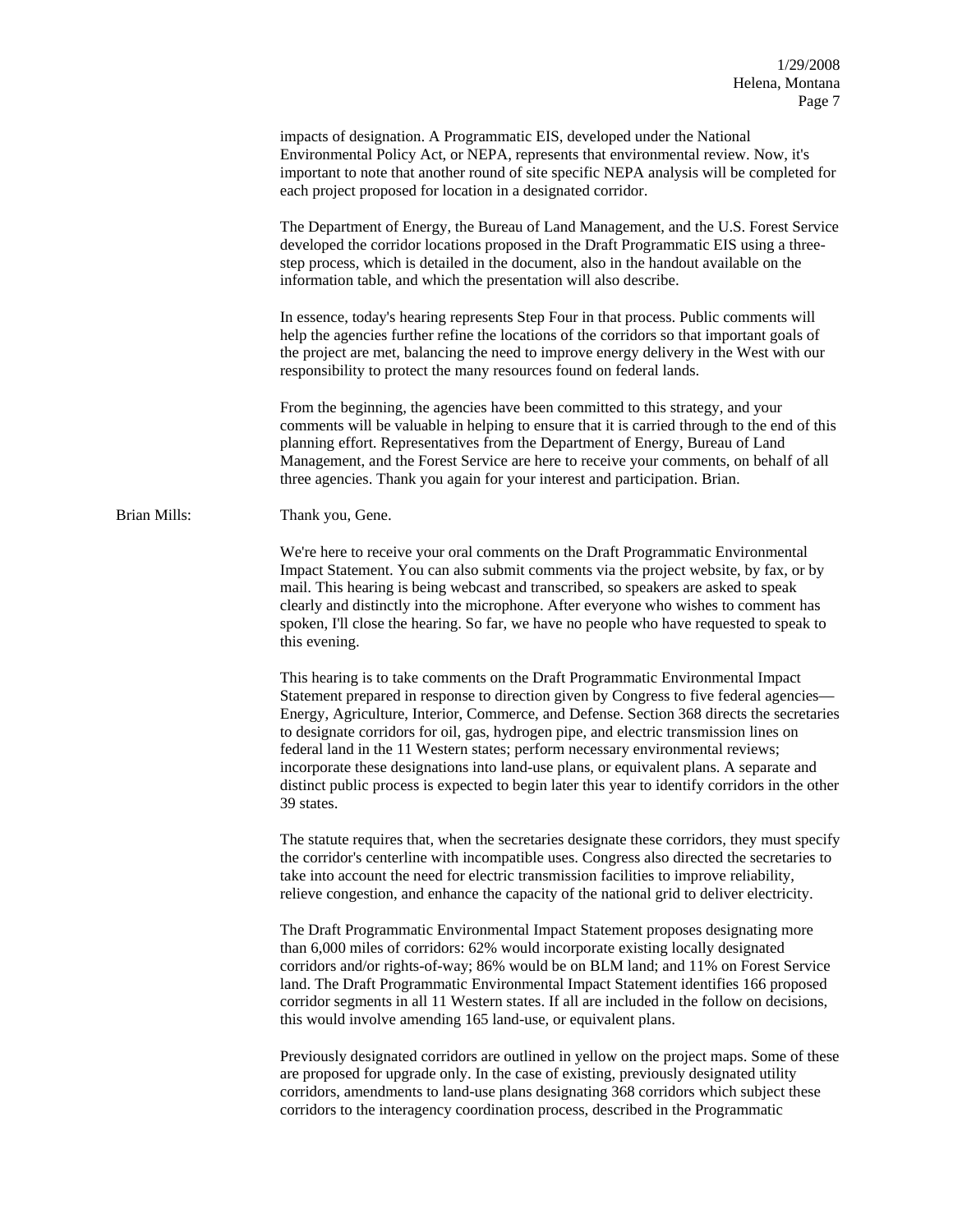impacts of designation. A Programmatic EIS, developed under the National Environmental Policy Act, or NEPA, represents that environmental review. Now, it's important to note that another round of site specific NEPA analysis will be completed for each project proposed for location in a designated corridor.

The Department of Energy, the Bureau of Land Management, and the U.S. Forest Service developed the corridor locations proposed in the Draft Programmatic EIS using a three-step process, which is detailed in the document, also in the handout available on the information table, and which the presentation will also describe.

In essence, today's hearing represents Step Four in that process. Public comments will help the agencies further refine the locations of the corridors so that important goals of the project are met, balancing the need to improve energy delivery in the West with our responsibility to protect the many resources found on federal lands.

From the beginning, the agencies have been committed to this strategy, and your comments will be valuable in helping to ensure that it is carried through to the end of this planning effort. Representatives from the Department of Energy, Bureau of Land Management, and the Forest Service are here to receive your comments, on behalf of all three agencies. Thank you again for your interest and participation. Brian.

Brian Mills: Thank you, Gene.

We're here to receive your oral comments on the Draft Programmatic Environmental Impact Statement. You can also submit comments via the project website, by fax, or by mail. This hearing is being webcast and transcribed, so speakers are asked to speak clearly and distinctly into the microphone. After everyone who wishes to comment has spoken, I'll close the hearing. So far, we have no people who have requested to speak to this evening.

This hearing is to take comments on the Draft Programmatic Environmental Impact Statement prepared in response to direction given by Congress to five federal agencies—Energy, Agriculture, Interior, Commerce, and Defense. Section 368 directs the secretaries to designate corridors for oil, gas, hydrogen pipe, and electric transmission lines on federal land in the 11 Western states; perform necessary environmental reviews; incorporate these designations into land-use plans, or equivalent plans. A separate and distinct public process is expected to begin later this year to identify corridors in the other 39 states.

The statute requires that, when the secretaries designate these corridors, they must specify the corridor's centerline with incompatible uses. Congress also directed the secretaries to take into account the need for electric transmission facilities to improve reliability, relieve congestion, and enhance the capacity of the national grid to deliver electricity.

The Draft Programmatic Environmental Impact Statement proposes designating more than 6,000 miles of corridors: 62% would incorporate existing locally designated corridors and/or rights-of-way; 86% would be on BLM land; and 11% on Forest Service land. The Draft Programmatic Environmental Impact Statement identifies 166 proposed corridor segments in all 11 Western states. If all are included in the follow on decisions, this would involve amending 165 land-use, or equivalent plans.

Previously designated corridors are outlined in yellow on the project maps. Some of these are proposed for upgrade only. In the case of existing, previously designated utility corridors, amendments to land-use plans designating 368 corridors which subject these corridors to the interagency coordination process, described in the Programmatic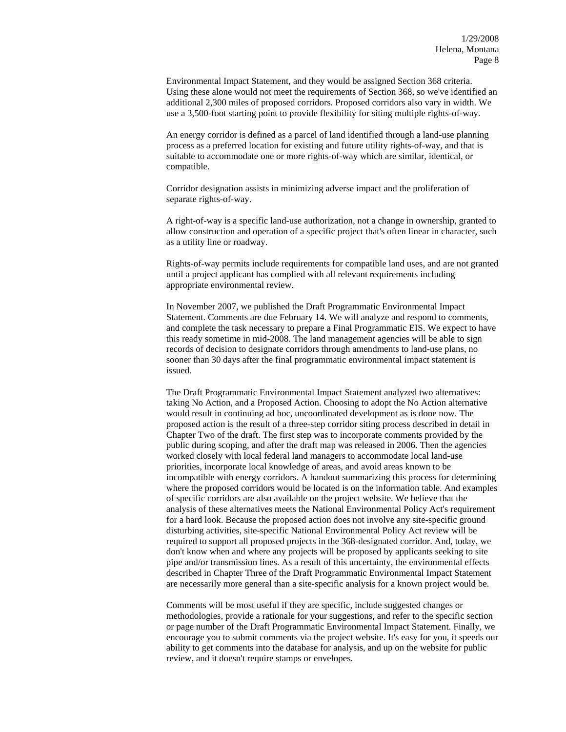Environmental Impact Statement, and they would be assigned Section 368 criteria. Using these alone would not meet the requirements of Section 368, so we've identified an additional 2,300 miles of proposed corridors. Proposed corridors also vary in width. We use a 3,500-foot starting point to provide flexibility for siting multiple rights-of-way.

An energy corridor is defined as a parcel of land identified through a land-use planning process as a preferred location for existing and future utility rights-of-way, and that is suitable to accommodate one or more rights-of-way which are similar, identical, or compatible.

Corridor designation assists in minimizing adverse impact and the proliferation of separate rights-of-way.

A right-of-way is a specific land-use authorization, not a change in ownership, granted to allow construction and operation of a specific project that's often linear in character, such as a utility line or roadway.

Rights-of-way permits include requirements for compatible land uses, and are not granted until a project applicant has complied with all relevant requirements including appropriate environmental review.

In November 2007, we published the Draft Programmatic Environmental Impact Statement. Comments are due February 14. We will analyze and respond to comments, and complete the task necessary to prepare a Final Programmatic EIS. We expect to have this ready sometime in mid-2008. The land management agencies will be able to sign records of decision to designate corridors through amendments to land-use plans, no sooner than 30 days after the final programmatic environmental impact statement is issued.

The Draft Programmatic Environmental Impact Statement analyzed two alternatives: taking No Action, and a Proposed Action. Choosing to adopt the No Action alternative would result in continuing ad hoc, uncoordinated development as is done now. The proposed action is the result of a three-step corridor siting process described in detail in Chapter Two of the draft. The first step was to incorporate comments provided by the public during scoping, and after the draft map was released in 2006. Then the agencies worked closely with local federal land managers to accommodate local land-use priorities, incorporate local knowledge of areas, and avoid areas known to be incompatible with energy corridors. A handout summarizing this process for determining where the proposed corridors would be located is on the information table. And examples of specific corridors are also available on the project website. We believe that the analysis of these alternatives meets the National Environmental Policy Act's requirement for a hard look. Because the proposed action does not involve any site-specific ground disturbing activities, site-specific National Environmental Policy Act review will be required to support all proposed projects in the 368-designated corridor. And, today, we don't know when and where any projects will be proposed by applicants seeking to site pipe and/or transmission lines. As a result of this uncertainty, the environmental effects described in Chapter Three of the Draft Programmatic Environmental Impact Statement are necessarily more general than a site-specific analysis for a known project would be.

Comments will be most useful if they are specific, include suggested changes or methodologies, provide a rationale for your suggestions, and refer to the specific section or page number of the Draft Programmatic Environmental Impact Statement. Finally, we encourage you to submit comments via the project website. It's easy for you, it speeds our ability to get comments into the database for analysis, and up on the website for public review, and it doesn't require stamps or envelopes.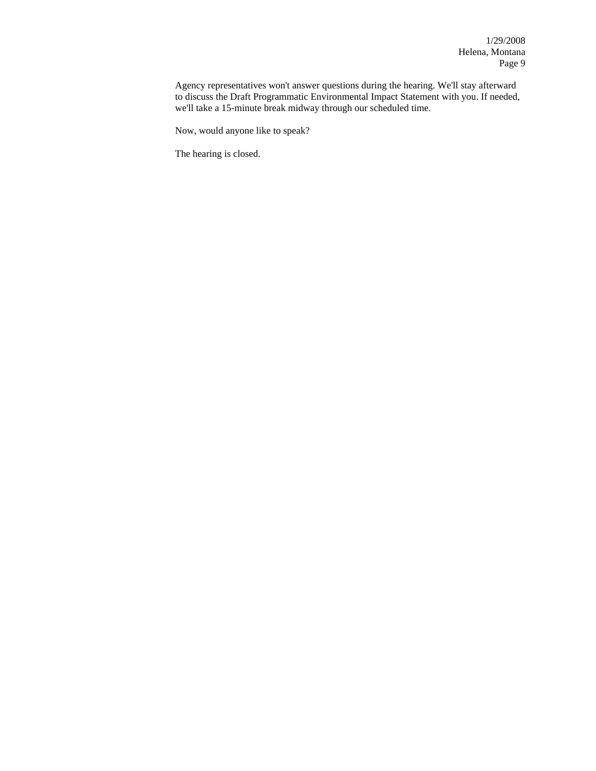Agency representatives won't answer questions during the hearing. We'll stay afterward to discuss the Draft Programmatic Environmental Impact Statement with you. If needed, we'll take a 15-minute break midway through our scheduled time.

Now, would anyone like to speak?

The hearing is closed.